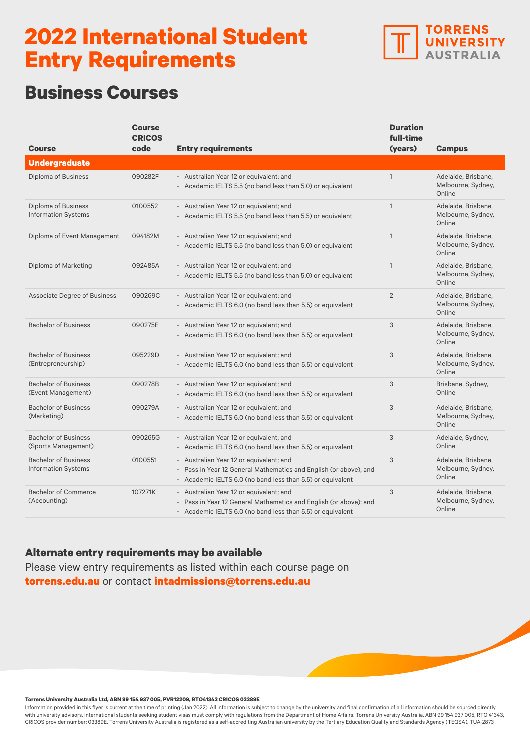# 2022 International Student Entry Requirements

TORRENS UNIVERSITY AUSTRALIA

## Business Courses

| Course | Course CRICOS code | Entry requirements | Duration full-time (years) | Campus |
|---|---|---|---|---|
| **Undergraduate** | | | | |
| Diploma of Business | 090282F | - Australian Year 12 or equivalent; and<br>- Academic IELTS 5.5 (no band less than 5.0) or equivalent | 1 | Adelaide, Brisbane, Melbourne, Sydney, Online |
| Diploma of Business Information Systems | 0100552 | - Australian Year 12 or equivalent; and<br>- Academic IELTS 5.5 (no band less than 5.5) or equivalent | 1 | Adelaide, Brisbane, Melbourne, Sydney, Online |
| Diploma of Event Management | 094182M | - Australian Year 12 or equivalent; and<br>- Academic IELTS 5.5 (no band less than 5.0) or equivalent | 1 | Adelaide, Brisbane, Melbourne, Sydney, Online |
| Diploma of Marketing | 092485A | - Australian Year 12 or equivalent; and<br>- Academic IELTS 5.5 (no band less than 5.0) or equivalent | 1 | Adelaide, Brisbane, Melbourne, Sydney, Online |
| Associate Degree of Business | 090269C | - Australian Year 12 or equivalent; and<br>- Academic IELTS 6.0 (no band less than 5.5) or equivalent | 2 | Adelaide, Brisbane, Melbourne, Sydney, Online |
| Bachelor of Business | 090275E | - Australian Year 12 or equivalent; and<br>- Academic IELTS 6.0 (no band less than 5.5) or equivalent | 3 | Adelaide, Brisbane, Melbourne, Sydney, Online |
| Bachelor of Business (Entrepreneurship) | 095229D | - Australian Year 12 or equivalent; and<br>- Academic IELTS 6.0 (no band less than 5.5) or equivalent | 3 | Adelaide, Brisbane, Melbourne, Sydney, Online |
| Bachelor of Business (Event Management) | 090278B | - Australian Year 12 or equivalent; and<br>- Academic IELTS 6.0 (no band less than 5.5) or equivalent | 3 | Brisbane, Sydney, Online |
| Bachelor of Business (Marketing) | 090279A | - Australian Year 12 or equivalent; and<br>- Academic IELTS 6.0 (no band less than 5.5) or equivalent | 3 | Adelaide, Brisbane, Melbourne, Sydney, Online |
| Bachelor of Business (Sports Management) | 090265G | - Australian Year 12 or equivalent; and<br>- Academic IELTS 6.0 (no band less than 5.5) or equivalent | 3 | Adelaide, Sydney, Online |
| Bachelor of Business Information Systems | 0100551 | - Australian Year 12 or equivalent; and<br>- Pass in Year 12 General Mathematics and English (or above); and<br>- Academic IELTS 6.0 (no band less than 5.5) or equivalent | 3 | Adelaide, Brisbane, Melbourne, Sydney, Online |
| Bachelor of Commerce (Accounting) | 107271K | - Australian Year 12 or equivalent; and<br>- Pass in Year 12 General Mathematics and English (or above); and<br>- Academic IELTS 6.0 (no band less than 5.5) or equivalent | 3 | Adelaide, Brisbane, Melbourne, Sydney, Online |

### Alternate entry requirements may be available

Please view entry requirements as listed within each course page on **torrens.edu.au** or contact **intadmissions@torrens.edu.au**

**Torrens University Australia Ltd, ABN 99 154 937 005, PVR12209, RTO41343 CRICOS 03389E**

Information provided in this flyer is current at the time of printing (Jan 2022). All information is subject to change by the university and final confirmation of all information should be sourced directly with university advisors. International students seeking student visas must comply with regulations from the Department of Home Affairs. Torrens University Australia, ABN 99 154 937 005, RTO 41343, CRICOS provider number: 03389E. Torrens University Australia is registered as a self-accrediting Australian university by the Tertiary Education Quality and Standards Agency (TEQSA). TUA-2873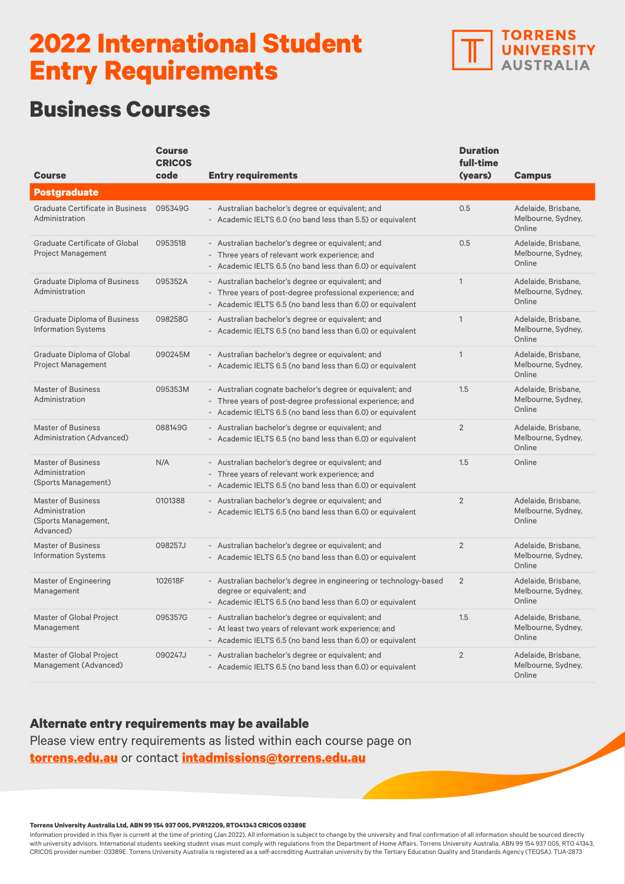# 2022 International Student Entry Requirements

TORRENS UNIVERSITY AUSTRALIA

## Business Courses

| Course | Course CRICOS code | Entry requirements | Duration full-time (years) | Campus |
|---|---|---|---|---|
| **Postgraduate** | | | | |
| Graduate Certificate in Business Administration | 095349G | - Australian bachelor's degree or equivalent; and<br>- Academic IELTS 6.0 (no band less than 5.5) or equivalent | 0.5 | Adelaide, Brisbane, Melbourne, Sydney, Online |
| Graduate Certificate of Global Project Management | 095351B | - Australian bachelor's degree or equivalent; and<br>- Three years of relevant work experience; and<br>- Academic IELTS 6.5 (no band less than 6.0) or equivalent | 0.5 | Adelaide, Brisbane, Melbourne, Sydney, Online |
| Graduate Diploma of Business Administration | 095352A | - Australian bachelor's degree or equivalent; and<br>- Three years of post-degree professional experience; and<br>- Academic IELTS 6.5 (no band less than 6.0) or equivalent | 1 | Adelaide, Brisbane, Melbourne, Sydney, Online |
| Graduate Diploma of Business Information Systems | 098258G | - Australian bachelor's degree or equivalent; and<br>- Academic IELTS 6.5 (no band less than 6.0) or equivalent | 1 | Adelaide, Brisbane, Melbourne, Sydney, Online |
| Graduate Diploma of Global Project Management | 090245M | - Australian bachelor's degree or equivalent; and<br>- Academic IELTS 6.5 (no band less than 6.0) or equivalent | 1 | Adelaide, Brisbane, Melbourne, Sydney, Online |
| Master of Business Administration | 095353M | - Australian cognate bachelor's degree or equivalent; and<br>- Three years of post-degree professional experience; and<br>- Academic IELTS 6.5 (no band less than 6.0) or equivalent | 1.5 | Adelaide, Brisbane, Melbourne, Sydney, Online |
| Master of Business Administration (Advanced) | 088149G | - Australian bachelor's degree or equivalent; and<br>- Academic IELTS 6.5 (no band less than 6.0) or equivalent | 2 | Adelaide, Brisbane, Melbourne, Sydney, Online |
| Master of Business Administration (Sports Management) | N/A | - Australian bachelor's degree or equivalent; and<br>- Three years of relevant work experience; and<br>- Academic IELTS 6.5 (no band less than 6.0) or equivalent | 1.5 | Online |
| Master of Business Administration (Sports Management, Advanced) | 0101388 | - Australian bachelor's degree or equivalent; and<br>- Academic IELTS 6.5 (no band less than 6.0) or equivalent | 2 | Adelaide, Brisbane, Melbourne, Sydney, Online |
| Master of Business Information Systems | 098257J | - Australian bachelor's degree or equivalent; and<br>- Academic IELTS 6.5 (no band less than 6.0) or equivalent | 2 | Adelaide, Brisbane, Melbourne, Sydney, Online |
| Master of Engineering Management | 102618F | - Australian bachelor's degree in engineering or technology-based degree or equivalent; and<br>- Academic IELTS 6.5 (no band less than 6.0) or equivalent | 2 | Adelaide, Brisbane, Melbourne, Sydney, Online |
| Master of Global Project Management | 095357G | - Australian bachelor's degree or equivalent; and<br>- At least two years of relevant work experience; and<br>- Academic IELTS 6.5 (no band less than 6.0) or equivalent | 1.5 | Adelaide, Brisbane, Melbourne, Sydney, Online |
| Master of Global Project Management (Advanced) | 090247J | - Australian bachelor's degree or equivalent; and<br>- Academic IELTS 6.5 (no band less than 6.0) or equivalent | 2 | Adelaide, Brisbane, Melbourne, Sydney, Online |

### Alternate entry requirements may be available

Please view entry requirements as listed within each course page on **torrens.edu.au** or contact **intadmissions@torrens.edu.au**

**Torrens University Australia Ltd, ABN 99 154 937 005, PVR12209, RTO41343 CRICOS 03389E**

Information provided in this flyer is current at the time of printing (Jan 2022). All information is subject to change by the university and final confirmation of all information should be sourced directly with university advisors. International students seeking student visas must comply with regulations from the Department of Home Affairs. Torrens University Australia, ABN 99 154 937 005, RTO 41343, CRICOS provider number: 03389E. Torrens University Australia is registered as a self-accrediting Australian university by the Tertiary Education Quality and Standards Agency (TEQSA). TUA-2873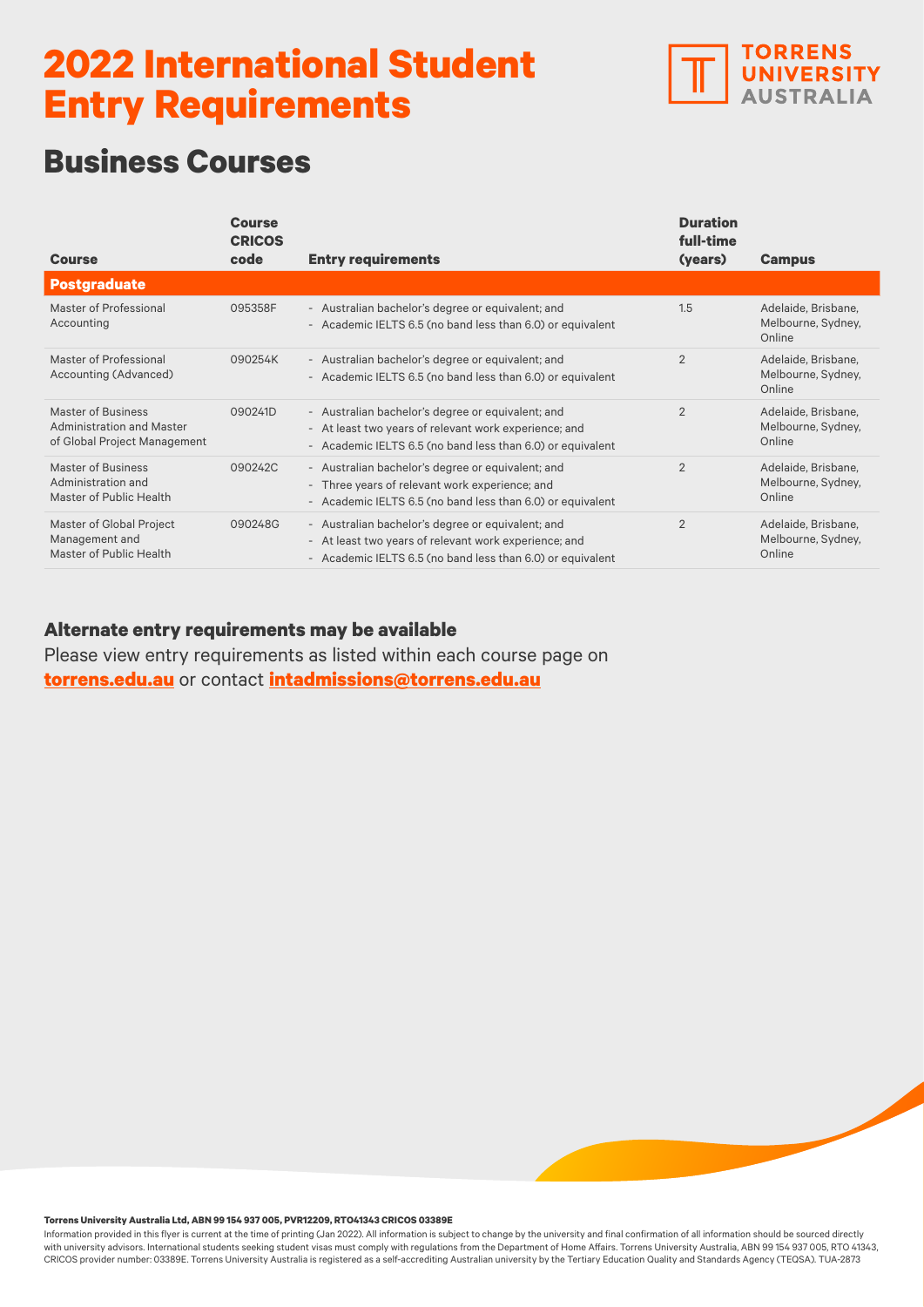# 2022 International Student Entry Requirements

TORRENS UNIVERSITY AUSTRALIA

## Business Courses

| Course | Course CRICOS code | Entry requirements | Duration full-time (years) | Campus |
|---|---|---|---|---|
| **Postgraduate** | | | | |
| Master of Professional Accounting | 095358F | - Australian bachelor's degree or equivalent; and<br>- Academic IELTS 6.5 (no band less than 6.0) or equivalent | 1.5 | Adelaide, Brisbane, Melbourne, Sydney, Online |
| Master of Professional Accounting (Advanced) | 090254K | - Australian bachelor's degree or equivalent; and<br>- Academic IELTS 6.5 (no band less than 6.0) or equivalent | 2 | Adelaide, Brisbane, Melbourne, Sydney, Online |
| Master of Business Administration and Master of Global Project Management | 090241D | - Australian bachelor's degree or equivalent; and<br>- At least two years of relevant work experience; and<br>- Academic IELTS 6.5 (no band less than 6.0) or equivalent | 2 | Adelaide, Brisbane, Melbourne, Sydney, Online |
| Master of Business Administration and Master of Public Health | 090242C | - Australian bachelor's degree or equivalent; and<br>- Three years of relevant work experience; and<br>- Academic IELTS 6.5 (no band less than 6.0) or equivalent | 2 | Adelaide, Brisbane, Melbourne, Sydney, Online |
| Master of Global Project Management and Master of Public Health | 090248G | - Australian bachelor's degree or equivalent; and<br>- At least two years of relevant work experience; and<br>- Academic IELTS 6.5 (no band less than 6.0) or equivalent | 2 | Adelaide, Brisbane, Melbourne, Sydney, Online |

### Alternate entry requirements may be available

Please view entry requirements as listed within each course page on **torrens.edu.au** or contact **intadmissions@torrens.edu.au**

**Torrens University Australia Ltd, ABN 99 154 937 005, PVR12209, RTO41343 CRICOS 03389E**

Information provided in this flyer is current at the time of printing (Jan 2022). All information is subject to change by the university and final confirmation of all information should be sourced directly with university advisors. International students seeking student visas must comply with regulations from the Department of Home Affairs. Torrens University Australia, ABN 99 154 937 005, RTO 41343, CRICOS provider number: 03389E. Torrens University Australia is registered as a self-accrediting Australian university by the Tertiary Education Quality and Standards Agency (TEQSA). TUA-2873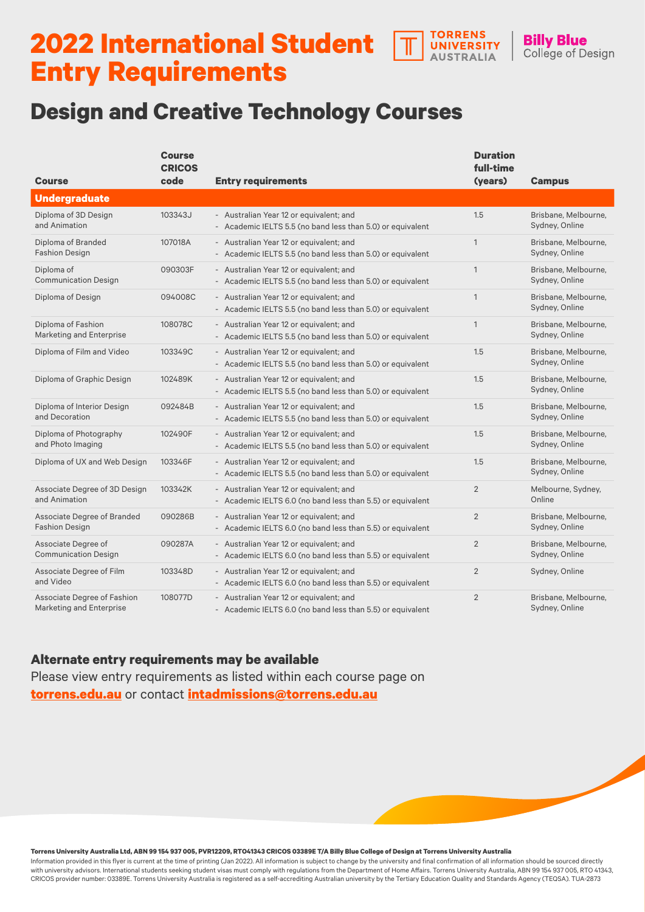# 2022 International Student Entry Requirements

Torrens University Australia | Billy Blue College of Design

## Design and Creative Technology Courses

| Course | Course CRICOS code | Entry requirements | Duration full-time (years) | Campus |
|---|---|---|---|---|
| **Undergraduate** | | | | |
| Diploma of 3D Design and Animation | 103343J | - Australian Year 12 or equivalent; and<br>- Academic IELTS 5.5 (no band less than 5.0) or equivalent | 1.5 | Brisbane, Melbourne, Sydney, Online |
| Diploma of Branded Fashion Design | 107018A | - Australian Year 12 or equivalent; and<br>- Academic IELTS 5.5 (no band less than 5.0) or equivalent | 1 | Brisbane, Melbourne, Sydney, Online |
| Diploma of Communication Design | 090303F | - Australian Year 12 or equivalent; and<br>- Academic IELTS 5.5 (no band less than 5.0) or equivalent | 1 | Brisbane, Melbourne, Sydney, Online |
| Diploma of Design | 094008C | - Australian Year 12 or equivalent; and<br>- Academic IELTS 5.5 (no band less than 5.0) or equivalent | 1 | Brisbane, Melbourne, Sydney, Online |
| Diploma of Fashion Marketing and Enterprise | 108078C | - Australian Year 12 or equivalent; and<br>- Academic IELTS 5.5 (no band less than 5.0) or equivalent | 1 | Brisbane, Melbourne, Sydney, Online |
| Diploma of Film and Video | 103349C | - Australian Year 12 or equivalent; and<br>- Academic IELTS 5.5 (no band less than 5.0) or equivalent | 1.5 | Brisbane, Melbourne, Sydney, Online |
| Diploma of Graphic Design | 102489K | - Australian Year 12 or equivalent; and<br>- Academic IELTS 5.5 (no band less than 5.0) or equivalent | 1.5 | Brisbane, Melbourne, Sydney, Online |
| Diploma of Interior Design and Decoration | 092484B | - Australian Year 12 or equivalent; and<br>- Academic IELTS 5.5 (no band less than 5.0) or equivalent | 1.5 | Brisbane, Melbourne, Sydney, Online |
| Diploma of Photography and Photo Imaging | 102490F | - Australian Year 12 or equivalent; and<br>- Academic IELTS 5.5 (no band less than 5.0) or equivalent | 1.5 | Brisbane, Melbourne, Sydney, Online |
| Diploma of UX and Web Design | 103346F | - Australian Year 12 or equivalent; and<br>- Academic IELTS 5.5 (no band less than 5.0) or equivalent | 1.5 | Brisbane, Melbourne, Sydney, Online |
| Associate Degree of 3D Design and Animation | 103342K | - Australian Year 12 or equivalent; and<br>- Academic IELTS 6.0 (no band less than 5.5) or equivalent | 2 | Melbourne, Sydney, Online |
| Associate Degree of Branded Fashion Design | 090286B | - Australian Year 12 or equivalent; and<br>- Academic IELTS 6.0 (no band less than 5.5) or equivalent | 2 | Brisbane, Melbourne, Sydney, Online |
| Associate Degree of Communication Design | 090287A | - Australian Year 12 or equivalent; and<br>- Academic IELTS 6.0 (no band less than 5.5) or equivalent | 2 | Brisbane, Melbourne, Sydney, Online |
| Associate Degree of Film and Video | 103348D | - Australian Year 12 or equivalent; and<br>- Academic IELTS 6.0 (no band less than 5.5) or equivalent | 2 | Sydney, Online |
| Associate Degree of Fashion Marketing and Enterprise | 108077D | - Australian Year 12 or equivalent; and<br>- Academic IELTS 6.0 (no band less than 5.5) or equivalent | 2 | Brisbane, Melbourne, Sydney, Online |

### Alternate entry requirements may be available

Please view entry requirements as listed within each course page on **torrens.edu.au** or contact **intadmissions@torrens.edu.au**

**Torrens University Australia Ltd, ABN 99 154 937 005, PVR12209, RTO41343 CRICOS 03389E T/A Billy Blue College of Design at Torrens University Australia**

Information provided in this flyer is current at the time of printing (Jan 2022). All information is subject to change by the university and final confirmation of all information should be sourced directly with university advisors. International students seeking student visas must comply with regulations from the Department of Home Affairs. Torrens University Australia, ABN 99 154 937 005, RTO 41343, CRICOS provider number: 03389E. Torrens University Australia is registered as a self-accrediting Australian university by the Tertiary Education Quality and Standards Agency (TEQSA). TUA-2873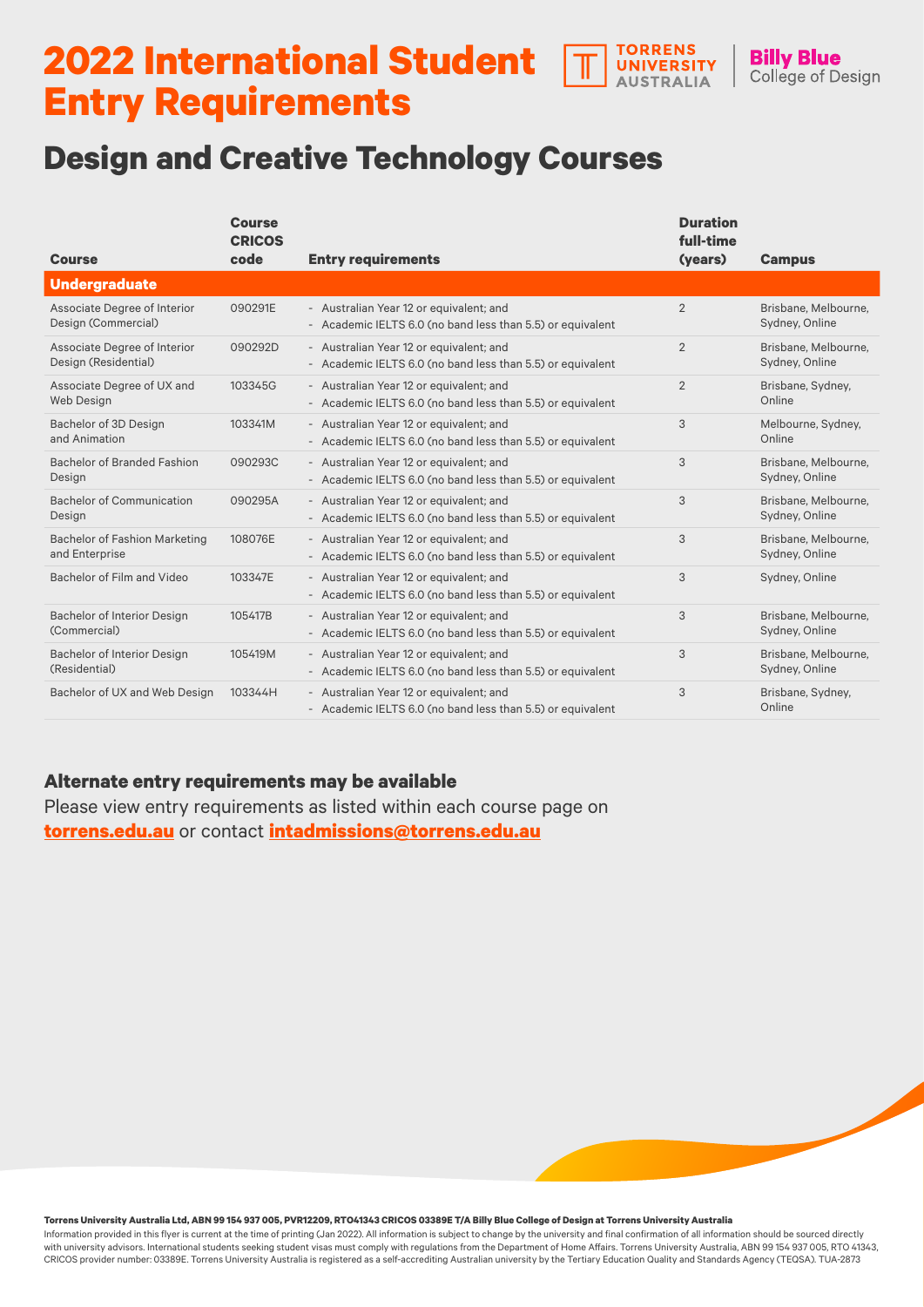# 2022 International Student Entry Requirements

Torrens University Australia | Billy Blue College of Design

## Design and Creative Technology Courses

| Course | Course CRICOS code | Entry requirements | Duration full-time (years) | Campus |
|---|---|---|---|---|
| **Undergraduate** | | | | |
| Associate Degree of Interior Design (Commercial) | 090291E | - Australian Year 12 or equivalent; and<br>- Academic IELTS 6.0 (no band less than 5.5) or equivalent | 2 | Brisbane, Melbourne, Sydney, Online |
| Associate Degree of Interior Design (Residential) | 090292D | - Australian Year 12 or equivalent; and<br>- Academic IELTS 6.0 (no band less than 5.5) or equivalent | 2 | Brisbane, Melbourne, Sydney, Online |
| Associate Degree of UX and Web Design | 103345G | - Australian Year 12 or equivalent; and<br>- Academic IELTS 6.0 (no band less than 5.5) or equivalent | 2 | Brisbane, Sydney, Online |
| Bachelor of 3D Design and Animation | 103341M | - Australian Year 12 or equivalent; and<br>- Academic IELTS 6.0 (no band less than 5.5) or equivalent | 3 | Melbourne, Sydney, Online |
| Bachelor of Branded Fashion Design | 090293C | - Australian Year 12 or equivalent; and<br>- Academic IELTS 6.0 (no band less than 5.5) or equivalent | 3 | Brisbane, Melbourne, Sydney, Online |
| Bachelor of Communication Design | 090295A | - Australian Year 12 or equivalent; and<br>- Academic IELTS 6.0 (no band less than 5.5) or equivalent | 3 | Brisbane, Melbourne, Sydney, Online |
| Bachelor of Fashion Marketing and Enterprise | 108076E | - Australian Year 12 or equivalent; and<br>- Academic IELTS 6.0 (no band less than 5.5) or equivalent | 3 | Brisbane, Melbourne, Sydney, Online |
| Bachelor of Film and Video | 103347E | - Australian Year 12 or equivalent; and<br>- Academic IELTS 6.0 (no band less than 5.5) or equivalent | 3 | Sydney, Online |
| Bachelor of Interior Design (Commercial) | 105417B | - Australian Year 12 or equivalent; and<br>- Academic IELTS 6.0 (no band less than 5.5) or equivalent | 3 | Brisbane, Melbourne, Sydney, Online |
| Bachelor of Interior Design (Residential) | 105419M | - Australian Year 12 or equivalent; and<br>- Academic IELTS 6.0 (no band less than 5.5) or equivalent | 3 | Brisbane, Melbourne, Sydney, Online |
| Bachelor of UX and Web Design | 103344H | - Australian Year 12 or equivalent; and<br>- Academic IELTS 6.0 (no band less than 5.5) or equivalent | 3 | Brisbane, Sydney, Online |

### Alternate entry requirements may be available

Please view entry requirements as listed within each course page on **torrens.edu.au** or contact **intadmissions@torrens.edu.au**

**Torrens University Australia Ltd, ABN 99 154 937 005, PVR12209, RTO41343 CRICOS 03389E T/A Billy Blue College of Design at Torrens University Australia**

Information provided in this flyer is current at the time of printing (Jan 2022). All information is subject to change by the university and final confirmation of all information should be sourced directly with university advisors. International students seeking student visas must comply with regulations from the Department of Home Affairs. Torrens University Australia, ABN 99 154 937 005, RTO 41343, CRICOS provider number: 03389E. Torrens University Australia is registered as a self-accrediting Australian university by the Tertiary Education Quality and Standards Agency (TEQSA). TUA-2873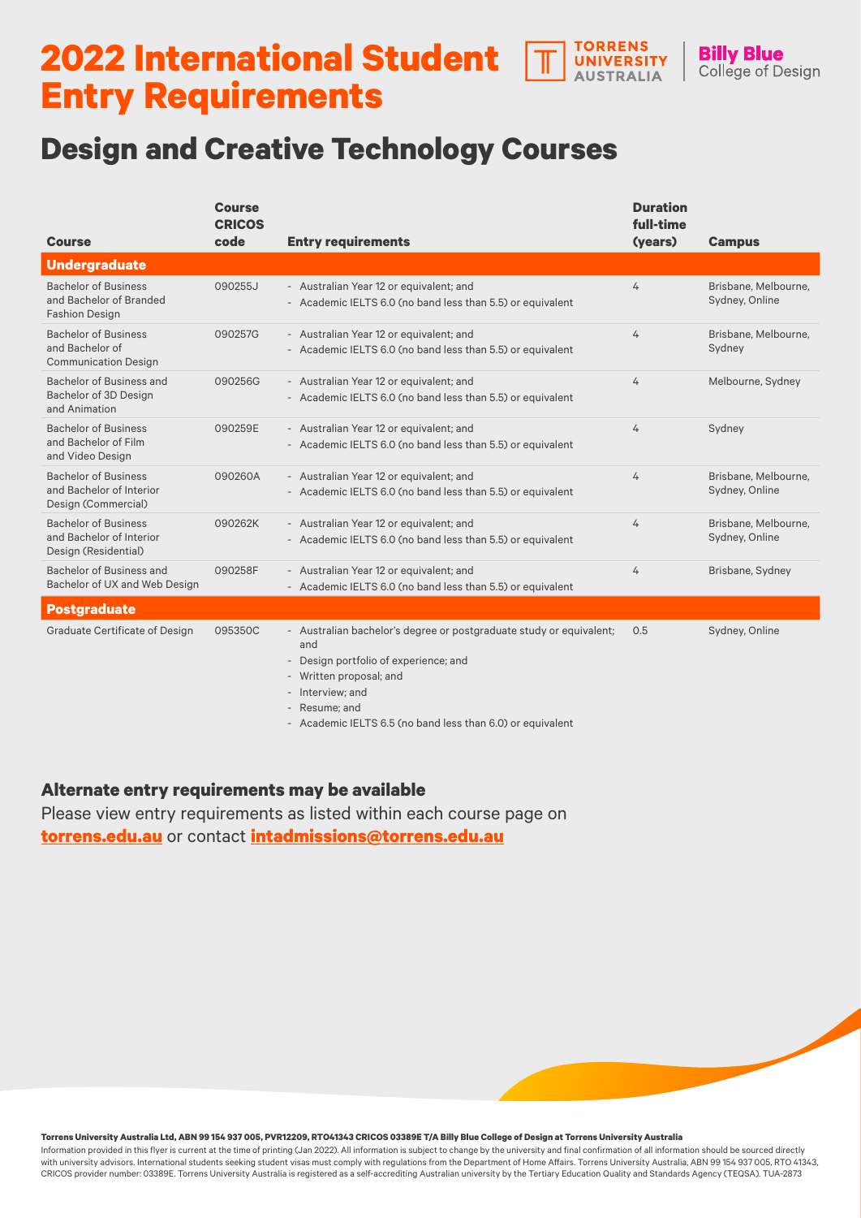# 2022 International Student Entry Requirements

TORRENS UNIVERSITY AUSTRALIA | Billy Blue College of Design

## Design and Creative Technology Courses

| Course | Course CRICOS code | Entry requirements | Duration full-time (years) | Campus |
|---|---|---|---|---|
| **Undergraduate** | | | | |
| Bachelor of Business and Bachelor of Branded Fashion Design | 090255J | - Australian Year 12 or equivalent; and<br>- Academic IELTS 6.0 (no band less than 5.5) or equivalent | 4 | Brisbane, Melbourne, Sydney, Online |
| Bachelor of Business and Bachelor of Communication Design | 090257G | - Australian Year 12 or equivalent; and<br>- Academic IELTS 6.0 (no band less than 5.5) or equivalent | 4 | Brisbane, Melbourne, Sydney |
| Bachelor of Business and Bachelor of 3D Design and Animation | 090256G | - Australian Year 12 or equivalent; and<br>- Academic IELTS 6.0 (no band less than 5.5) or equivalent | 4 | Melbourne, Sydney |
| Bachelor of Business and Bachelor of Film and Video Design | 090259E | - Australian Year 12 or equivalent; and<br>- Academic IELTS 6.0 (no band less than 5.5) or equivalent | 4 | Sydney |
| Bachelor of Business and Bachelor of Interior Design (Commercial) | 090260A | - Australian Year 12 or equivalent; and<br>- Academic IELTS 6.0 (no band less than 5.5) or equivalent | 4 | Brisbane, Melbourne, Sydney, Online |
| Bachelor of Business and Bachelor of Interior Design (Residential) | 090262K | - Australian Year 12 or equivalent; and<br>- Academic IELTS 6.0 (no band less than 5.5) or equivalent | 4 | Brisbane, Melbourne, Sydney, Online |
| Bachelor of Business and Bachelor of UX and Web Design | 090258F | - Australian Year 12 or equivalent; and<br>- Academic IELTS 6.0 (no band less than 5.5) or equivalent | 4 | Brisbane, Sydney |
| **Postgraduate** | | | | |
| Graduate Certificate of Design | 095350C | - Australian bachelor's degree or postgraduate study or equivalent; and<br>- Design portfolio of experience; and<br>- Written proposal; and<br>- Interview; and<br>- Resume; and<br>- Academic IELTS 6.5 (no band less than 6.0) or equivalent | 0.5 | Sydney, Online |

### Alternate entry requirements may be available

Please view entry requirements as listed within each course page on **torrens.edu.au** or contact **intadmissions@torrens.edu.au**

**Torrens University Australia Ltd, ABN 99 154 937 005, PVR12209, RTO41343 CRICOS 03389E T/A Billy Blue College of Design at Torrens University Australia**

Information provided in this flyer is current at the time of printing (Jan 2022). All information is subject to change by the university and final confirmation of all information should be sourced directly with university advisors. International students seeking student visas must comply with regulations from the Department of Home Affairs. Torrens University Australia, ABN 99 154 937 005, RTO 41343, CRICOS provider number: 03389E. Torrens University Australia is registered as a self-accrediting Australian university by the Tertiary Education Quality and Standards Agency (TEQSA). TUA-2873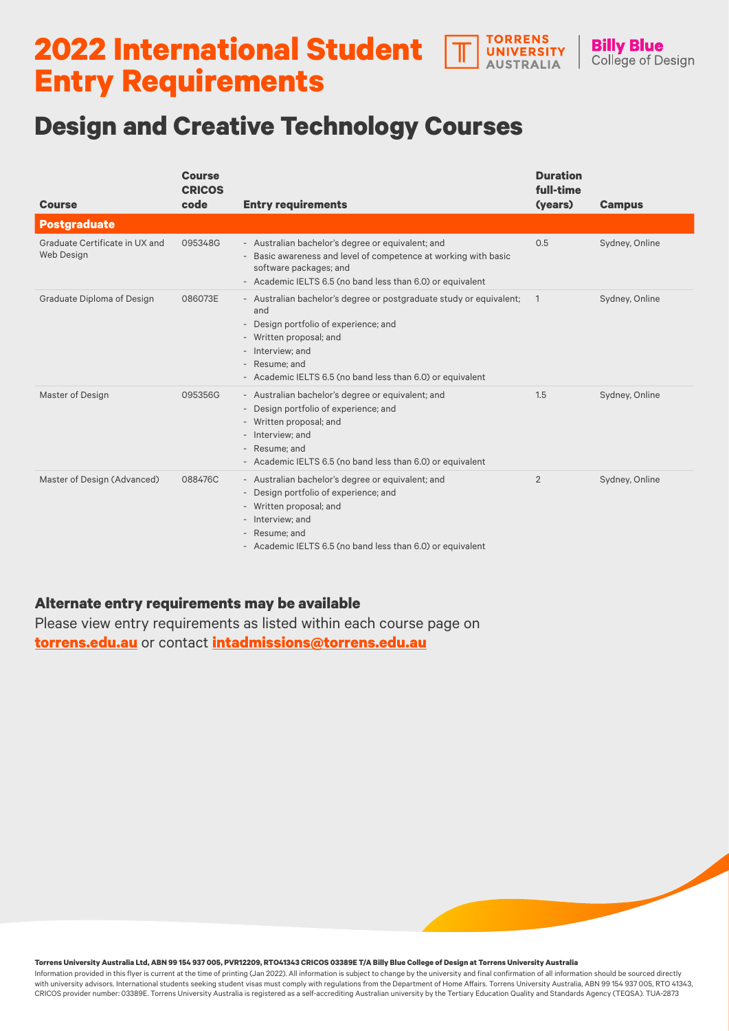# 2022 International Student Entry Requirements

TORRENS UNIVERSITY AUSTRALIA | Billy Blue College of Design

## Design and Creative Technology Courses

| Course | Course CRICOS code | Entry requirements | Duration full-time (years) | Campus |
|---|---|---|---|---|
| **Postgraduate** | | | | |
| Graduate Certificate in UX and Web Design | 095348G | - Australian bachelor's degree or equivalent; and<br>- Basic awareness and level of competence at working with basic software packages; and<br>- Academic IELTS 6.5 (no band less than 6.0) or equivalent | 0.5 | Sydney, Online |
| Graduate Diploma of Design | 086073E | - Australian bachelor's degree or postgraduate study or equivalent; and<br>- Design portfolio of experience; and<br>- Written proposal; and<br>- Interview; and<br>- Resume; and<br>- Academic IELTS 6.5 (no band less than 6.0) or equivalent | 1 | Sydney, Online |
| Master of Design | 095356G | - Australian bachelor's degree or equivalent; and<br>- Design portfolio of experience; and<br>- Written proposal; and<br>- Interview; and<br>- Resume; and<br>- Academic IELTS 6.5 (no band less than 6.0) or equivalent | 1.5 | Sydney, Online |
| Master of Design (Advanced) | 088476C | - Australian bachelor's degree or equivalent; and<br>- Design portfolio of experience; and<br>- Written proposal; and<br>- Interview; and<br>- Resume; and<br>- Academic IELTS 6.5 (no band less than 6.0) or equivalent | 2 | Sydney, Online |

**Alternate entry requirements may be available**

Please view entry requirements as listed within each course page on **torrens.edu.au** or contact **intadmissions@torrens.edu.au**

**Torrens University Australia Ltd, ABN 99 154 937 005, PVR12209, RTO41343 CRICOS 03389E T/A Billy Blue College of Design at Torrens University Australia**

Information provided in this flyer is current at the time of printing (Jan 2022). All information is subject to change by the university and final confirmation of all information should be sourced directly with university advisors. International students seeking student visas must comply with regulations from the Department of Home Affairs. Torrens University Australia, ABN 99 154 937 005, RTO 41343, CRICOS provider number: 03389E. Torrens University Australia is registered as a self-accrediting Australian university by the Tertiary Education Quality and Standards Agency (TEQSA). TUA-2873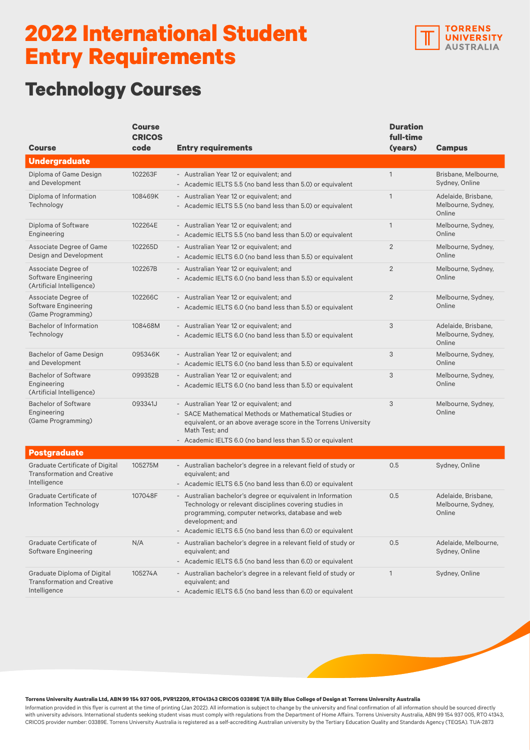# 2022 International Student Entry Requirements

TORRENS UNIVERSITY AUSTRALIA

## Technology Courses

| Course | Course CRICOS code | Entry requirements | Duration full-time (years) | Campus |
|---|---|---|---|---|
| **Undergraduate** | | | | |
| Diploma of Game Design and Development | 102263F | - Australian Year 12 or equivalent; and<br>- Academic IELTS 5.5 (no band less than 5.0) or equivalent | 1 | Brisbane, Melbourne, Sydney, Online |
| Diploma of Information Technology | 108469K | - Australian Year 12 or equivalent; and<br>- Academic IELTS 5.5 (no band less than 5.0) or equivalent | 1 | Adelaide, Brisbane, Melbourne, Sydney, Online |
| Diploma of Software Engineering | 102264E | - Australian Year 12 or equivalent; and<br>- Academic IELTS 5.5 (no band less than 5.0) or equivalent | 1 | Melbourne, Sydney, Online |
| Associate Degree of Game Design and Development | 102265D | - Australian Year 12 or equivalent; and<br>- Academic IELTS 6.0 (no band less than 5.5) or equivalent | 2 | Melbourne, Sydney, Online |
| Associate Degree of Software Engineering (Artificial Intelligence) | 102267B | - Australian Year 12 or equivalent; and<br>- Academic IELTS 6.0 (no band less than 5.5) or equivalent | 2 | Melbourne, Sydney, Online |
| Associate Degree of Software Engineering (Game Programming) | 102266C | - Australian Year 12 or equivalent; and<br>- Academic IELTS 6.0 (no band less than 5.5) or equivalent | 2 | Melbourne, Sydney, Online |
| Bachelor of Information Technology | 108468M | - Australian Year 12 or equivalent; and<br>- Academic IELTS 6.0 (no band less than 5.5) or equivalent | 3 | Adelaide, Brisbane, Melbourne, Sydney, Online |
| Bachelor of Game Design and Development | 095346K | - Australian Year 12 or equivalent; and<br>- Academic IELTS 6.0 (no band less than 5.5) or equivalent | 3 | Melbourne, Sydney, Online |
| Bachelor of Software Engineering (Artificial Intelligence) | 099352B | - Australian Year 12 or equivalent; and<br>- Academic IELTS 6.0 (no band less than 5.5) or equivalent | 3 | Melbourne, Sydney, Online |
| Bachelor of Software Engineering (Game Programming) | 093341J | - Australian Year 12 or equivalent; and<br>- SACE Mathematical Methods or Mathematical Studies or equivalent, or an above average score in the Torrens University Math Test; and<br>- Academic IELTS 6.0 (no band less than 5.5) or equivalent | 3 | Melbourne, Sydney, Online |
| **Postgraduate** | | | | |
| Graduate Certificate of Digital Transformation and Creative Intelligence | 105275M | - Australian bachelor's degree in a relevant field of study or equivalent; and<br>- Academic IELTS 6.5 (no band less than 6.0) or equivalent | 0.5 | Sydney, Online |
| Graduate Certificate of Information Technology | 107048F | - Australian bachelor's degree or equivalent in Information Technology or relevant disciplines covering studies in programming, computer networks, database and web development; and<br>- Academic IELTS 6.5 (no band less than 6.0) or equivalent | 0.5 | Adelaide, Brisbane, Melbourne, Sydney, Online |
| Graduate Certificate of Software Engineering | N/A | - Australian bachelor's degree in a relevant field of study or equivalent; and<br>- Academic IELTS 6.5 (no band less than 6.0) or equivalent | 0.5 | Adelaide, Melbourne, Sydney, Online |
| Graduate Diploma of Digital Transformation and Creative Intelligence | 105274A | - Australian bachelor's degree in a relevant field of study or equivalent; and<br>- Academic IELTS 6.5 (no band less than 6.0) or equivalent | 1 | Sydney, Online |

**Torrens University Australia Ltd, ABN 99 154 937 005, PVR12209, RTO41343 CRICOS 03389E T/A Billy Blue College of Design at Torrens University Australia**

Information provided in this flyer is current at the time of printing (Jan 2022). All information is subject to change by the university and final confirmation of all information should be sourced directly with university advisors. International students seeking student visas must comply with regulations from the Department of Home Affairs. Torrens University Australia, ABN 99 154 937 005, RTO 41343, CRICOS provider number: 03389E. Torrens University Australia is registered as a self-accrediting Australian university by the Tertiary Education Quality and Standards Agency (TEQSA). TUA-2873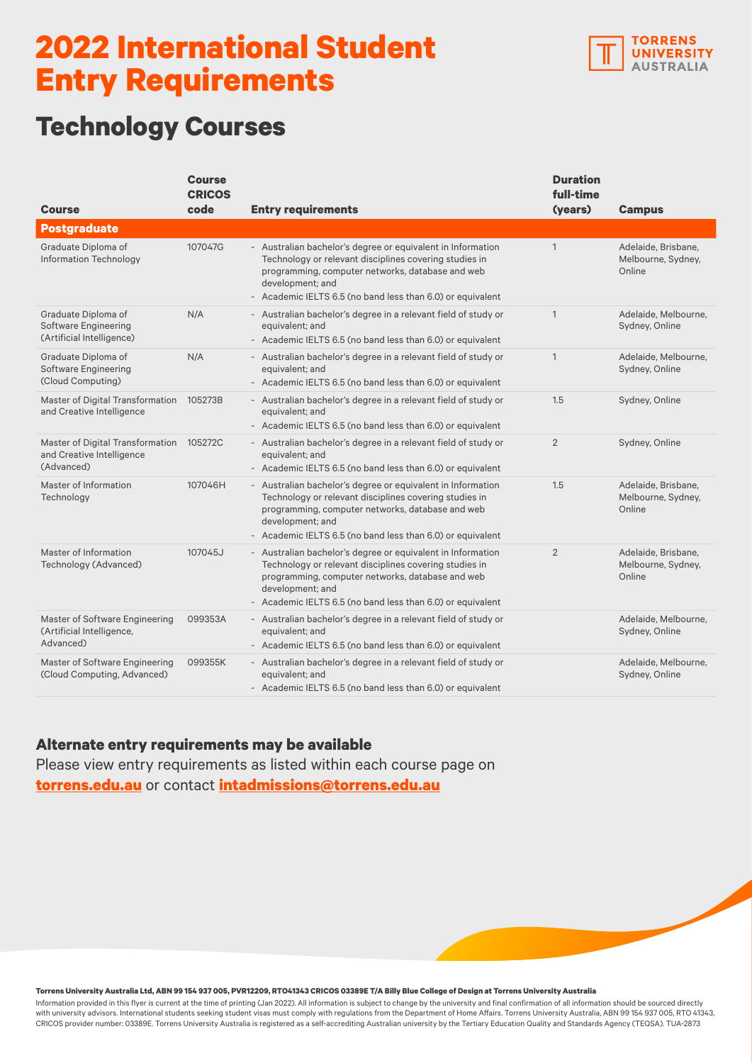# 2022 International Student Entry Requirements

## Technology Courses

| Course | Course CRICOS code | Entry requirements | Duration full-time (years) | Campus |
|---|---|---|---|---|
| **Postgraduate** | | | | |
| Graduate Diploma of Information Technology | 107047G | - Australian bachelor's degree or equivalent in Information Technology or relevant disciplines covering studies in programming, computer networks, database and web development; and<br>- Academic IELTS 6.5 (no band less than 6.0) or equivalent | 1 | Adelaide, Brisbane, Melbourne, Sydney, Online |
| Graduate Diploma of Software Engineering (Artificial Intelligence) | N/A | - Australian bachelor's degree in a relevant field of study or equivalent; and<br>- Academic IELTS 6.5 (no band less than 6.0) or equivalent | 1 | Adelaide, Melbourne, Sydney, Online |
| Graduate Diploma of Software Engineering (Cloud Computing) | N/A | - Australian bachelor's degree in a relevant field of study or equivalent; and<br>- Academic IELTS 6.5 (no band less than 6.0) or equivalent | 1 | Adelaide, Melbourne, Sydney, Online |
| Master of Digital Transformation and Creative Intelligence | 105273B | - Australian bachelor's degree in a relevant field of study or equivalent; and<br>- Academic IELTS 6.5 (no band less than 6.0) or equivalent | 1.5 | Sydney, Online |
| Master of Digital Transformation and Creative Intelligence (Advanced) | 105272C | - Australian bachelor's degree in a relevant field of study or equivalent; and<br>- Academic IELTS 6.5 (no band less than 6.0) or equivalent | 2 | Sydney, Online |
| Master of Information Technology | 107046H | - Australian bachelor's degree or equivalent in Information Technology or relevant disciplines covering studies in programming, computer networks, database and web development; and<br>- Academic IELTS 6.5 (no band less than 6.0) or equivalent | 1.5 | Adelaide, Brisbane, Melbourne, Sydney, Online |
| Master of Information Technology (Advanced) | 107045J | - Australian bachelor's degree or equivalent in Information Technology or relevant disciplines covering studies in programming, computer networks, database and web development; and<br>- Academic IELTS 6.5 (no band less than 6.0) or equivalent | 2 | Adelaide, Brisbane, Melbourne, Sydney, Online |
| Master of Software Engineering (Artificial Intelligence, Advanced) | 099353A | - Australian bachelor's degree in a relevant field of study or equivalent; and<br>- Academic IELTS 6.5 (no band less than 6.0) or equivalent | | Adelaide, Melbourne, Sydney, Online |
| Master of Software Engineering (Cloud Computing, Advanced) | 099355K | - Australian bachelor's degree in a relevant field of study or equivalent; and<br>- Academic IELTS 6.5 (no band less than 6.0) or equivalent | | Adelaide, Melbourne, Sydney, Online |

### Alternate entry requirements may be available

Please view entry requirements as listed within each course page on **torrens.edu.au** or contact **intadmissions@torrens.edu.au**

**Torrens University Australia Ltd, ABN 99 154 937 005, PVR12209, RTO41343 CRICOS 03389E T/A Billy Blue College of Design at Torrens University Australia**

Information provided in this flyer is current at the time of printing (Jan 2022). All information is subject to change by the university and final confirmation of all information should be sourced directly with university advisors. International students seeking student visas must comply with regulations from the Department of Home Affairs. Torrens University Australia, ABN 99 154 937 005, RTO 41343, CRICOS provider number: 03389E. Torrens University Australia is registered as a self-accrediting Australian university by the Tertiary Education Quality and Standards Agency (TEQSA). TUA-2873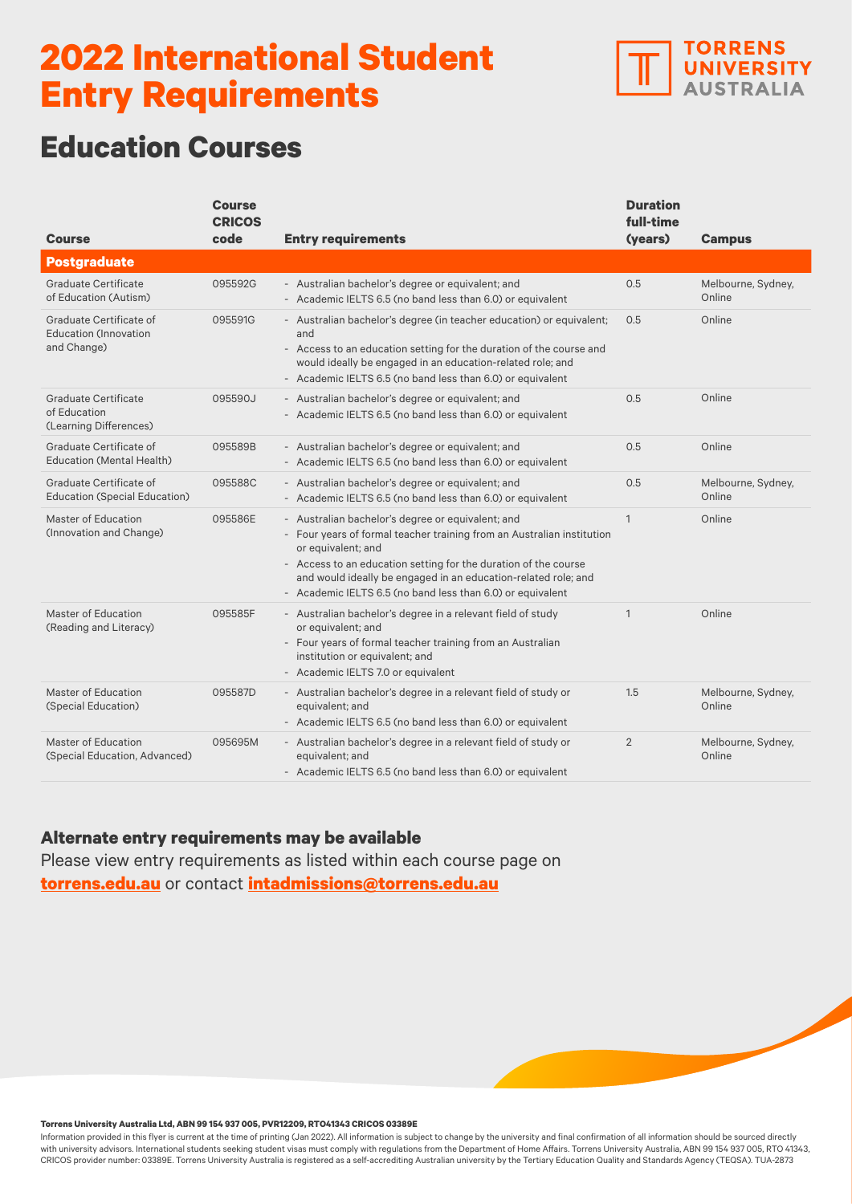# 2022 International Student Entry Requirements

TORRENS UNIVERSITY AUSTRALIA

## Education Courses

| Course | Course CRICOS code | Entry requirements | Duration full-time (years) | Campus |
|---|---|---|---|---|
| **Postgraduate** | | | | |
| Graduate Certificate of Education (Autism) | 095592G | - Australian bachelor's degree or equivalent; and<br>- Academic IELTS 6.5 (no band less than 6.0) or equivalent | 0.5 | Melbourne, Sydney, Online |
| Graduate Certificate of Education (Innovation and Change) | 095591G | - Australian bachelor's degree (in teacher education) or equivalent; and<br>- Access to an education setting for the duration of the course and would ideally be engaged in an education-related role; and<br>- Academic IELTS 6.5 (no band less than 6.0) or equivalent | 0.5 | Online |
| Graduate Certificate of Education (Learning Differences) | 095590J | - Australian bachelor's degree or equivalent; and<br>- Academic IELTS 6.5 (no band less than 6.0) or equivalent | 0.5 | Online |
| Graduate Certificate of Education (Mental Health) | 095589B | - Australian bachelor's degree or equivalent; and<br>- Academic IELTS 6.5 (no band less than 6.0) or equivalent | 0.5 | Online |
| Graduate Certificate of Education (Special Education) | 095588C | - Australian bachelor's degree or equivalent; and<br>- Academic IELTS 6.5 (no band less than 6.0) or equivalent | 0.5 | Melbourne, Sydney, Online |
| Master of Education (Innovation and Change) | 095586E | - Australian bachelor's degree or equivalent; and<br>- Four years of formal teacher training from an Australian institution or equivalent; and<br>- Access to an education setting for the duration of the course and would ideally be engaged in an education-related role; and<br>- Academic IELTS 6.5 (no band less than 6.0) or equivalent | 1 | Online |
| Master of Education (Reading and Literacy) | 095585F | - Australian bachelor's degree in a relevant field of study or equivalent; and<br>- Four years of formal teacher training from an Australian institution or equivalent; and<br>- Academic IELTS 7.0 or equivalent | 1 | Online |
| Master of Education (Special Education) | 095587D | - Australian bachelor's degree in a relevant field of study or equivalent; and<br>- Academic IELTS 6.5 (no band less than 6.0) or equivalent | 1.5 | Melbourne, Sydney, Online |
| Master of Education (Special Education, Advanced) | 095695M | - Australian bachelor's degree in a relevant field of study or equivalent; and<br>- Academic IELTS 6.5 (no band less than 6.0) or equivalent | 2 | Melbourne, Sydney, Online |

### Alternate entry requirements may be available

Please view entry requirements as listed within each course page on **torrens.edu.au** or contact **intadmissions@torrens.edu.au**

**Torrens University Australia Ltd, ABN 99 154 937 005, PVR12209, RTO41343 CRICOS 03389E**

Information provided in this flyer is current at the time of printing (Jan 2022). All information is subject to change by the university and final confirmation of all information should be sourced directly with university advisors. International students seeking student visas must comply with regulations from the Department of Home Affairs. Torrens University Australia, ABN 99 154 937 005, RTO 41343, CRICOS provider number: 03389E. Torrens University Australia is registered as a self-accrediting Australian university by the Tertiary Education Quality and Standards Agency (TEQSA). TUA-2873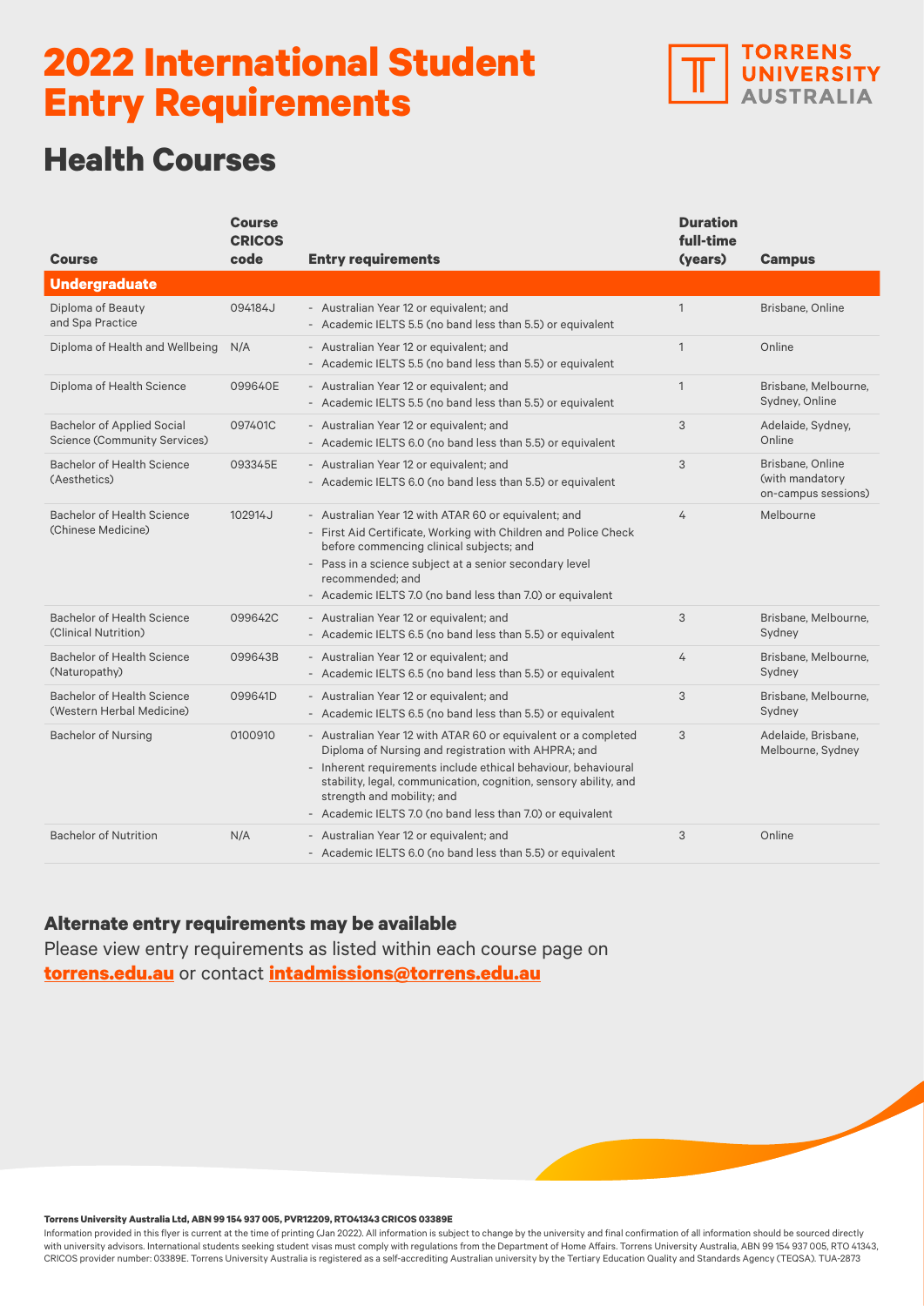# 2022 International Student Entry Requirements

TORRENS UNIVERSITY AUSTRALIA

## Health Courses

| Course | Course CRICOS code | Entry requirements | Duration full-time (years) | Campus |
|---|---|---|---|---|
| **Undergraduate** | | | | |
| Diploma of Beauty and Spa Practice | 094184J | - Australian Year 12 or equivalent; and<br>- Academic IELTS 5.5 (no band less than 5.5) or equivalent | 1 | Brisbane, Online |
| Diploma of Health and Wellbeing | N/A | - Australian Year 12 or equivalent; and<br>- Academic IELTS 5.5 (no band less than 5.5) or equivalent | 1 | Online |
| Diploma of Health Science | 099640E | - Australian Year 12 or equivalent; and<br>- Academic IELTS 5.5 (no band less than 5.5) or equivalent | 1 | Brisbane, Melbourne, Sydney, Online |
| Bachelor of Applied Social Science (Community Services) | 097401C | - Australian Year 12 or equivalent; and<br>- Academic IELTS 6.0 (no band less than 5.5) or equivalent | 3 | Adelaide, Sydney, Online |
| Bachelor of Health Science (Aesthetics) | 093345E | - Australian Year 12 or equivalent; and<br>- Academic IELTS 6.0 (no band less than 5.5) or equivalent | 3 | Brisbane, Online (with mandatory on-campus sessions) |
| Bachelor of Health Science (Chinese Medicine) | 102914J | - Australian Year 12 with ATAR 60 or equivalent; and<br>- First Aid Certificate, Working with Children and Police Check before commencing clinical subjects; and<br>- Pass in a science subject at a senior secondary level recommended; and<br>- Academic IELTS 7.0 (no band less than 7.0) or equivalent | 4 | Melbourne |
| Bachelor of Health Science (Clinical Nutrition) | 099642C | - Australian Year 12 or equivalent; and<br>- Academic IELTS 6.5 (no band less than 5.5) or equivalent | 3 | Brisbane, Melbourne, Sydney |
| Bachelor of Health Science (Naturopathy) | 099643B | - Australian Year 12 or equivalent; and<br>- Academic IELTS 6.5 (no band less than 5.5) or equivalent | 4 | Brisbane, Melbourne, Sydney |
| Bachelor of Health Science (Western Herbal Medicine) | 099641D | - Australian Year 12 or equivalent; and<br>- Academic IELTS 6.5 (no band less than 5.5) or equivalent | 3 | Brisbane, Melbourne, Sydney |
| Bachelor of Nursing | 0100910 | - Australian Year 12 with ATAR 60 or equivalent or a completed Diploma of Nursing and registration with AHPRA; and<br>- Inherent requirements include ethical behaviour, behavioural stability, legal, communication, cognition, sensory ability, and strength and mobility; and<br>- Academic IELTS 7.0 (no band less than 7.0) or equivalent | 3 | Adelaide, Brisbane, Melbourne, Sydney |
| Bachelor of Nutrition | N/A | - Australian Year 12 or equivalent; and<br>- Academic IELTS 6.0 (no band less than 5.5) or equivalent | 3 | Online |

### Alternate entry requirements may be available

Please view entry requirements as listed within each course page on **torrens.edu.au** or contact **intadmissions@torrens.edu.au**

**Torrens University Australia Ltd, ABN 99 154 937 005, PVR12209, RTO41343 CRICOS 03389E**

Information provided in this flyer is current at the time of printing (Jan 2022). All information is subject to change by the university and final confirmation of all information should be sourced directly with university advisors. International students seeking student visas must comply with regulations from the Department of Home Affairs. Torrens University Australia, ABN 99 154 937 005, RTO 41343, CRICOS provider number: 03389E. Torrens University Australia is registered as a self-accrediting Australian university by the Tertiary Education Quality and Standards Agency (TEQSA). TUA-2873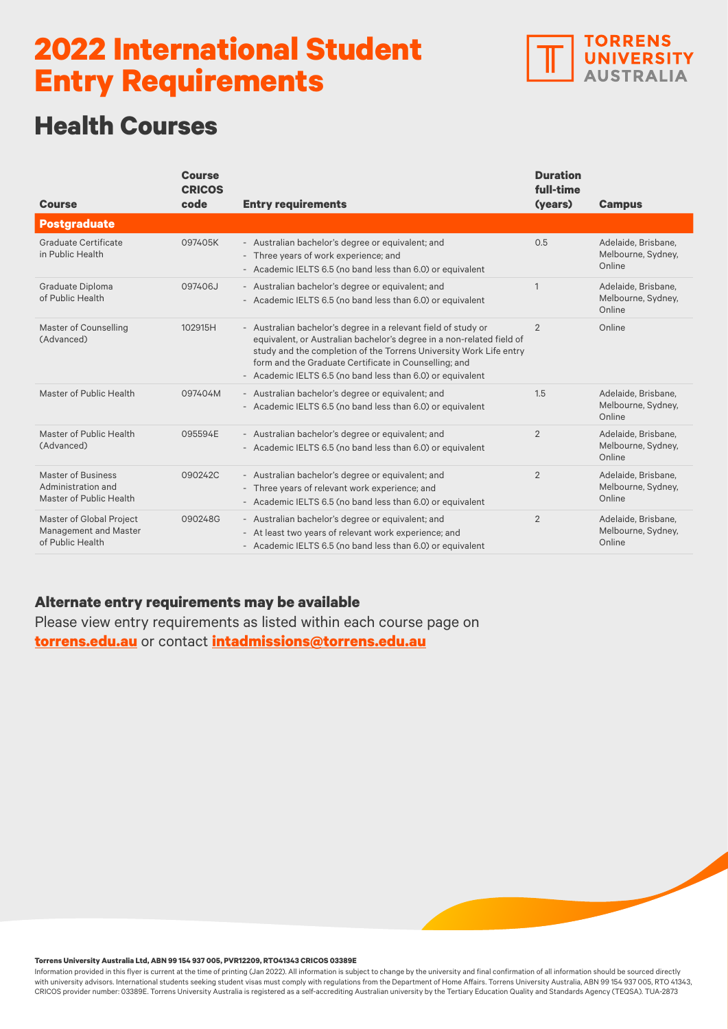# 2022 International Student Entry Requirements

TORRENS UNIVERSITY AUSTRALIA

## Health Courses

| Course | Course CRICOS code | Entry requirements | Duration full-time (years) | Campus |
|---|---|---|---|---|
| **Postgraduate** | | | | |
| Graduate Certificate in Public Health | 097405K | - Australian bachelor's degree or equivalent; and<br>- Three years of work experience; and<br>- Academic IELTS 6.5 (no band less than 6.0) or equivalent | 0.5 | Adelaide, Brisbane, Melbourne, Sydney, Online |
| Graduate Diploma of Public Health | 097406J | - Australian bachelor's degree or equivalent; and<br>- Academic IELTS 6.5 (no band less than 6.0) or equivalent | 1 | Adelaide, Brisbane, Melbourne, Sydney, Online |
| Master of Counselling (Advanced) | 102915H | - Australian bachelor's degree in a relevant field of study or equivalent, or Australian bachelor's degree in a non-related field of study and the completion of the Torrens University Work Life entry form and the Graduate Certificate in Counselling; and<br>- Academic IELTS 6.5 (no band less than 6.0) or equivalent | 2 | Online |
| Master of Public Health | 097404M | - Australian bachelor's degree or equivalent; and<br>- Academic IELTS 6.5 (no band less than 6.0) or equivalent | 1.5 | Adelaide, Brisbane, Melbourne, Sydney, Online |
| Master of Public Health (Advanced) | 095594E | - Australian bachelor's degree or equivalent; and<br>- Academic IELTS 6.5 (no band less than 6.0) or equivalent | 2 | Adelaide, Brisbane, Melbourne, Sydney, Online |
| Master of Business Administration and Master of Public Health | 090242C | - Australian bachelor's degree or equivalent; and<br>- Three years of relevant work experience; and<br>- Academic IELTS 6.5 (no band less than 6.0) or equivalent | 2 | Adelaide, Brisbane, Melbourne, Sydney, Online |
| Master of Global Project Management and Master of Public Health | 090248G | - Australian bachelor's degree or equivalent; and<br>- At least two years of relevant work experience; and<br>- Academic IELTS 6.5 (no band less than 6.0) or equivalent | 2 | Adelaide, Brisbane, Melbourne, Sydney, Online |

### Alternate entry requirements may be available

Please view entry requirements as listed within each course page on **torrens.edu.au** or contact **intadmissions@torrens.edu.au**

**Torrens University Australia Ltd, ABN 99 154 937 005, PVR12209, RTO41343 CRICOS 03389E**

Information provided in this flyer is current at the time of printing (Jan 2022). All information is subject to change by the university and final confirmation of all information should be sourced directly with university advisors. International students seeking student visas must comply with regulations from the Department of Home Affairs. Torrens University Australia, ABN 99 154 937 005, RTO 41343, CRICOS provider number: 03389E. Torrens University Australia is registered as a self-accrediting Australian university by the Tertiary Education Quality and Standards Agency (TEQSA). TUA-2873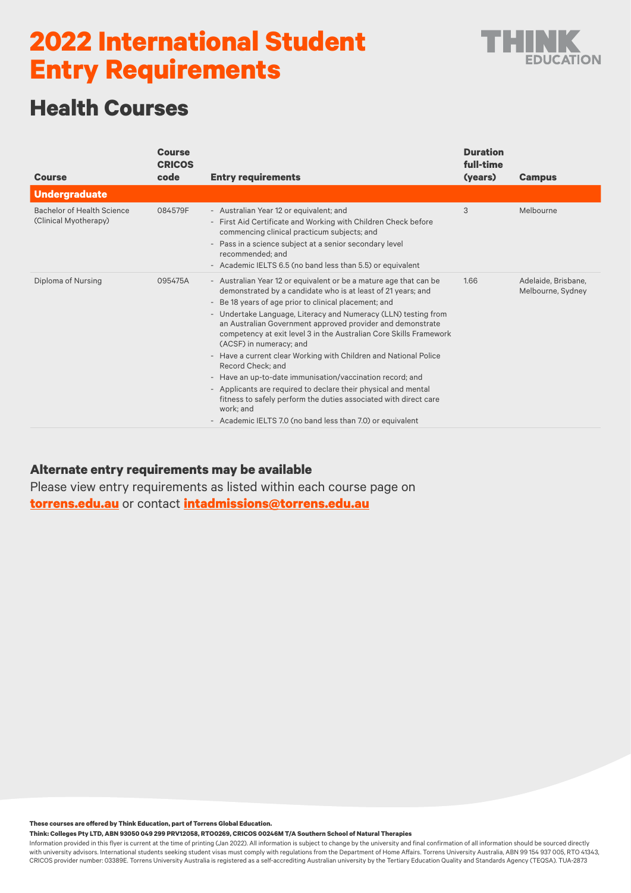# 2022 International Student Entry Requirements

THINK EDUCATION

## Health Courses

| Course | Course CRICOS code | Entry requirements | Duration full-time (years) | Campus |
|---|---|---|---|---|
| **Undergraduate** | | | | |
| Bachelor of Health Science (Clinical Myotherapy) | 084579F | - Australian Year 12 or equivalent; and<br>- First Aid Certificate and Working with Children Check before commencing clinical practicum subjects; and<br>- Pass in a science subject at a senior secondary level recommended; and<br>- Academic IELTS 6.5 (no band less than 5.5) or equivalent | 3 | Melbourne |
| Diploma of Nursing | 095475A | - Australian Year 12 or equivalent or be a mature age that can be demonstrated by a candidate who is at least of 21 years; and<br>- Be 18 years of age prior to clinical placement; and<br>- Undertake Language, Literacy and Numeracy (LLN) testing from an Australian Government approved provider and demonstrate competency at exit level 3 in the Australian Core Skills Framework (ACSF) in numeracy; and<br>- Have a current clear Working with Children and National Police Record Check; and<br>- Have an up-to-date immunisation/vaccination record; and<br>- Applicants are required to declare their physical and mental fitness to safely perform the duties associated with direct care work; and<br>- Academic IELTS 7.0 (no band less than 7.0) or equivalent | 1.66 | Adelaide, Brisbane, Melbourne, Sydney |

### Alternate entry requirements may be available

Please view entry requirements as listed within each course page on **torrens.edu.au** or contact **intadmissions@torrens.edu.au**

**These courses are offered by Think Education, part of Torrens Global Education.**

**Think: Colleges Pty LTD, ABN 93050 049 299 PRV12058, RTO0269, CRICOS 00246M T/A Southern School of Natural Therapies**

Information provided in this flyer is current at the time of printing (Jan 2022). All information is subject to change by the university and final confirmation of all information should be sourced directly with university advisors. International students seeking student visas must comply with regulations from the Department of Home Affairs. Torrens University Australia, ABN 99 154 937 005, RTO 41343, CRICOS provider number: 03389E. Torrens University Australia is registered as a self-accrediting Australian university by the Tertiary Education Quality and Standards Agency (TEQSA). TUA-2873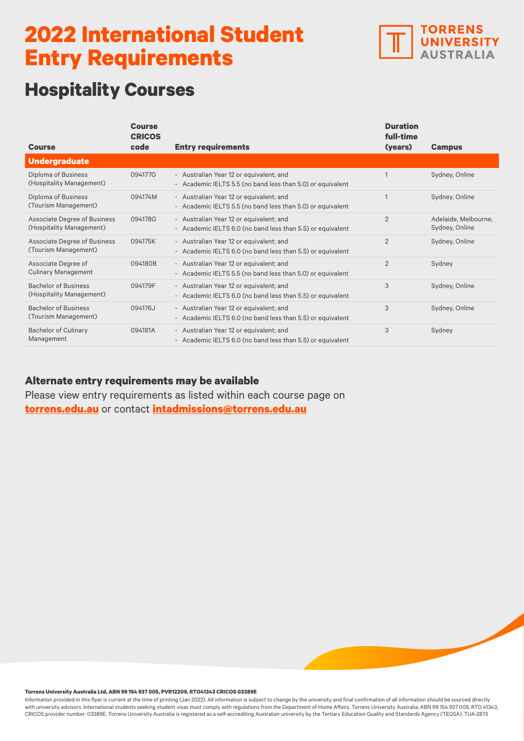# 2022 International Student Entry Requirements

TORRENS UNIVERSITY AUSTRALIA

## Hospitality Courses

| Course | Course CRICOS code | Entry requirements | Duration full-time (years) | Campus |
|---|---|---|---|---|
| **Undergraduate** | | | | |
| Diploma of Business (Hospitality Management) | 094177G | - Australian Year 12 or equivalent; and<br>- Academic IELTS 5.5 (no band less than 5.0) or equivalent | 1 | Sydney, Online |
| Diploma of Business (Tourism Management) | 094174M | - Australian Year 12 or equivalent; and<br>- Academic IELTS 5.5 (no band less than 5.0) or equivalent | 1 | Sydney, Online |
| Associate Degree of Business (Hospitality Management) | 094178G | - Australian Year 12 or equivalent; and<br>- Academic IELTS 6.0 (no band less than 5.5) or equivalent | 2 | Adelaide, Melbourne, Sydney, Online |
| Associate Degree of Business (Tourism Management) | 094175K | - Australian Year 12 or equivalent; and<br>- Academic IELTS 6.0 (no band less than 5.5) or equivalent | 2 | Sydney, Online |
| Associate Degree of Culinary Management | 094180B | - Australian Year 12 or equivalent; and<br>- Academic IELTS 5.5 (no band less than 5.0) or equivalent | 2 | Sydney |
| Bachelor of Business (Hospitality Management) | 094179F | - Australian Year 12 or equivalent; and<br>- Academic IELTS 6.0 (no band less than 5.5) or equivalent | 3 | Sydney, Online |
| Bachelor of Business (Tourism Management) | 094176J | - Australian Year 12 or equivalent; and<br>- Academic IELTS 6.0 (no band less than 5.5) or equivalent | 3 | Sydney, Online |
| Bachelor of Culinary Management | 094181A | - Australian Year 12 or equivalent; and<br>- Academic IELTS 6.0 (no band less than 5.5) or equivalent | 3 | Sydney |

### Alternate entry requirements may be available

Please view entry requirements as listed within each course page on **torrens.edu.au** or contact **intadmissions@torrens.edu.au**

**Torrens University Australia Ltd, ABN 99 154 937 005, PVR12209, RTO41343 CRICOS 03389E**

Information provided in this flyer is current at the time of printing (Jan 2022). All information is subject to change by the university and final confirmation of all information should be sourced directly with university advisors. International students seeking student visas must comply with regulations from the Department of Home Affairs. Torrens University Australia, ABN 99 154 937 005, RTO 41343, CRICOS provider number: 03389E. Torrens University Australia is registered as a self-accrediting Australian university by the Tertiary Education Quality and Standards Agency (TEQSA). TUA-2873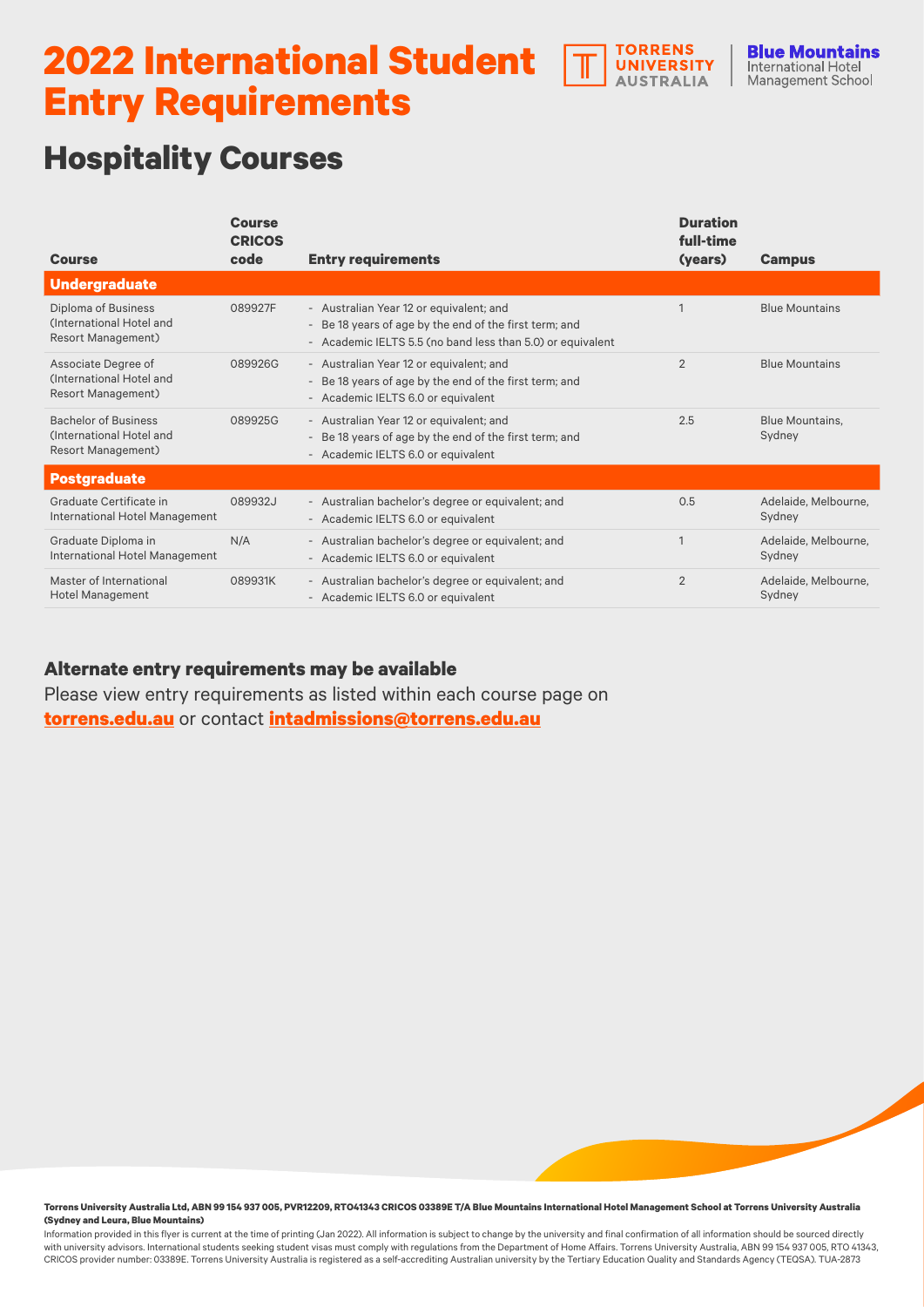# 2022 International Student Entry Requirements

TORRENS UNIVERSITY AUSTRALIA | **Blue Mountains** International Hotel Management School

## Hospitality Courses

| Course | Course CRICOS code | Entry requirements | Duration full-time (years) | Campus |
|---|---|---|---|---|
| **Undergraduate** | | | | |
| Diploma of Business (International Hotel and Resort Management) | 089927F | - Australian Year 12 or equivalent; and<br>- Be 18 years of age by the end of the first term; and<br>- Academic IELTS 5.5 (no band less than 5.0) or equivalent | 1 | Blue Mountains |
| Associate Degree of (International Hotel and Resort Management) | 089926G | - Australian Year 12 or equivalent; and<br>- Be 18 years of age by the end of the first term; and<br>- Academic IELTS 6.0 or equivalent | 2 | Blue Mountains |
| Bachelor of Business (International Hotel and Resort Management) | 089925G | - Australian Year 12 or equivalent; and<br>- Be 18 years of age by the end of the first term; and<br>- Academic IELTS 6.0 or equivalent | 2.5 | Blue Mountains, Sydney |
| **Postgraduate** | | | | |
| Graduate Certificate in International Hotel Management | 089932J | - Australian bachelor's degree or equivalent; and<br>- Academic IELTS 6.0 or equivalent | 0.5 | Adelaide, Melbourne, Sydney |
| Graduate Diploma in International Hotel Management | N/A | - Australian bachelor's degree or equivalent; and<br>- Academic IELTS 6.0 or equivalent | 1 | Adelaide, Melbourne, Sydney |
| Master of International Hotel Management | 089931K | - Australian bachelor's degree or equivalent; and<br>- Academic IELTS 6.0 or equivalent | 2 | Adelaide, Melbourne, Sydney |

### Alternate entry requirements may be available

Please view entry requirements as listed within each course page on **torrens.edu.au** or contact **intadmissions@torrens.edu.au**

**Torrens University Australia Ltd, ABN 99 154 937 005, PVR12209, RTO41343 CRICOS 03389E T/A Blue Mountains International Hotel Management School at Torrens University Australia (Sydney and Leura, Blue Mountains)**

Information provided in this flyer is current at the time of printing (Jan 2022). All information is subject to change by the university and final confirmation of all information should be sourced directly with university advisors. International students seeking student visas must comply with regulations from the Department of Home Affairs. Torrens University Australia, ABN 99 154 937 005, RTO 41343, CRICOS provider number: 03389E. Torrens University Australia is registered as a self-accrediting Australian university by the Tertiary Education Quality and Standards Agency (TEQSA). TUA-2873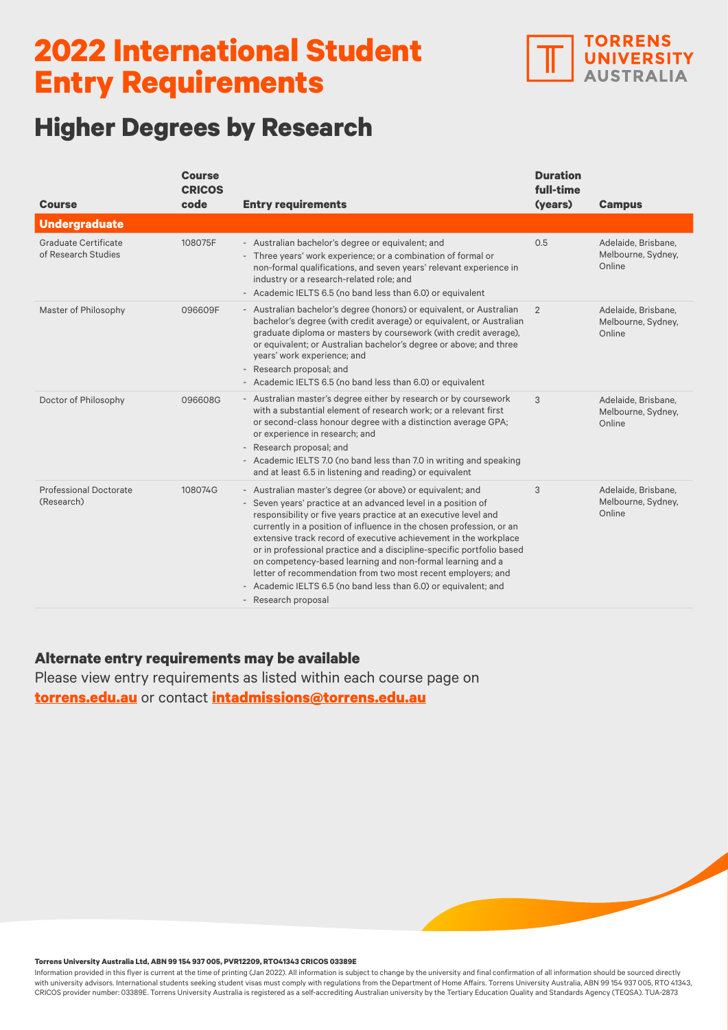# 2022 International Student Entry Requirements

TORRENS UNIVERSITY AUSTRALIA

## Higher Degrees by Research

| Course | Course CRICOS code | Entry requirements | Duration full-time (years) | Campus |
|---|---|---|---|---|
| **Undergraduate** | | | | |
| Graduate Certificate of Research Studies | 108075F | - Australian bachelor's degree or equivalent; and<br>- Three years' work experience; or a combination of formal or non-formal qualifications, and seven years' relevant experience in industry or a research-related role; and<br>- Academic IELTS 6.5 (no band less than 6.0) or equivalent | 0.5 | Adelaide, Brisbane, Melbourne, Sydney, Online |
| Master of Philosophy | 096609F | - Australian bachelor's degree (honors) or equivalent, or Australian bachelor's degree (with credit average) or equivalent, or Australian graduate diploma or masters by coursework (with credit average), or equivalent; or Australian bachelor's degree or above; and three years' work experience; and<br>- Research proposal; and<br>- Academic IELTS 6.5 (no band less than 6.0) or equivalent | 2 | Adelaide, Brisbane, Melbourne, Sydney, Online |
| Doctor of Philosophy | 096608G | - Australian master's degree either by research or by coursework with a substantial element of research work; or a relevant first or second-class honour degree with a distinction average GPA; or experience in research; and<br>- Research proposal; and<br>- Academic IELTS 7.0 (no band less than 7.0 in writing and speaking and at least 6.5 in listening and reading) or equivalent | 3 | Adelaide, Brisbane, Melbourne, Sydney, Online |
| Professional Doctorate (Research) | 108074G | - Australian master's degree (or above) or equivalent; and<br>- Seven years' practice at an advanced level in a position of responsibility or five years practice at an executive level and currently in a position of influence in the chosen profession, or an extensive track record of executive achievement in the workplace or in professional practice and a discipline-specific portfolio based on competency-based learning and non-formal learning and a letter of recommendation from two most recent employers; and<br>- Academic IELTS 6.5 (no band less than 6.0) or equivalent; and<br>- Research proposal | 3 | Adelaide, Brisbane, Melbourne, Sydney, Online |

**Alternate entry requirements may be available**

Please view entry requirements as listed within each course page on **torrens.edu.au** or contact **intadmissions@torrens.edu.au**

**Torrens University Australia Ltd, ABN 99 154 937 005, PVR12209, RTO41343 CRICOS 03389E**

Information provided in this flyer is current at the time of printing (Jan 2022). All information is subject to change by the university and final confirmation of all information should be sourced directly with university advisors. International students seeking student visas must comply with regulations from the Department of Home Affairs. Torrens University Australia, ABN 99 154 937 005, RTO 41343, CRICOS provider number: 03389E. Torrens University Australia is registered as a self-accrediting Australian university by the Tertiary Education Quality and Standards Agency (TEQSA). TUA-2873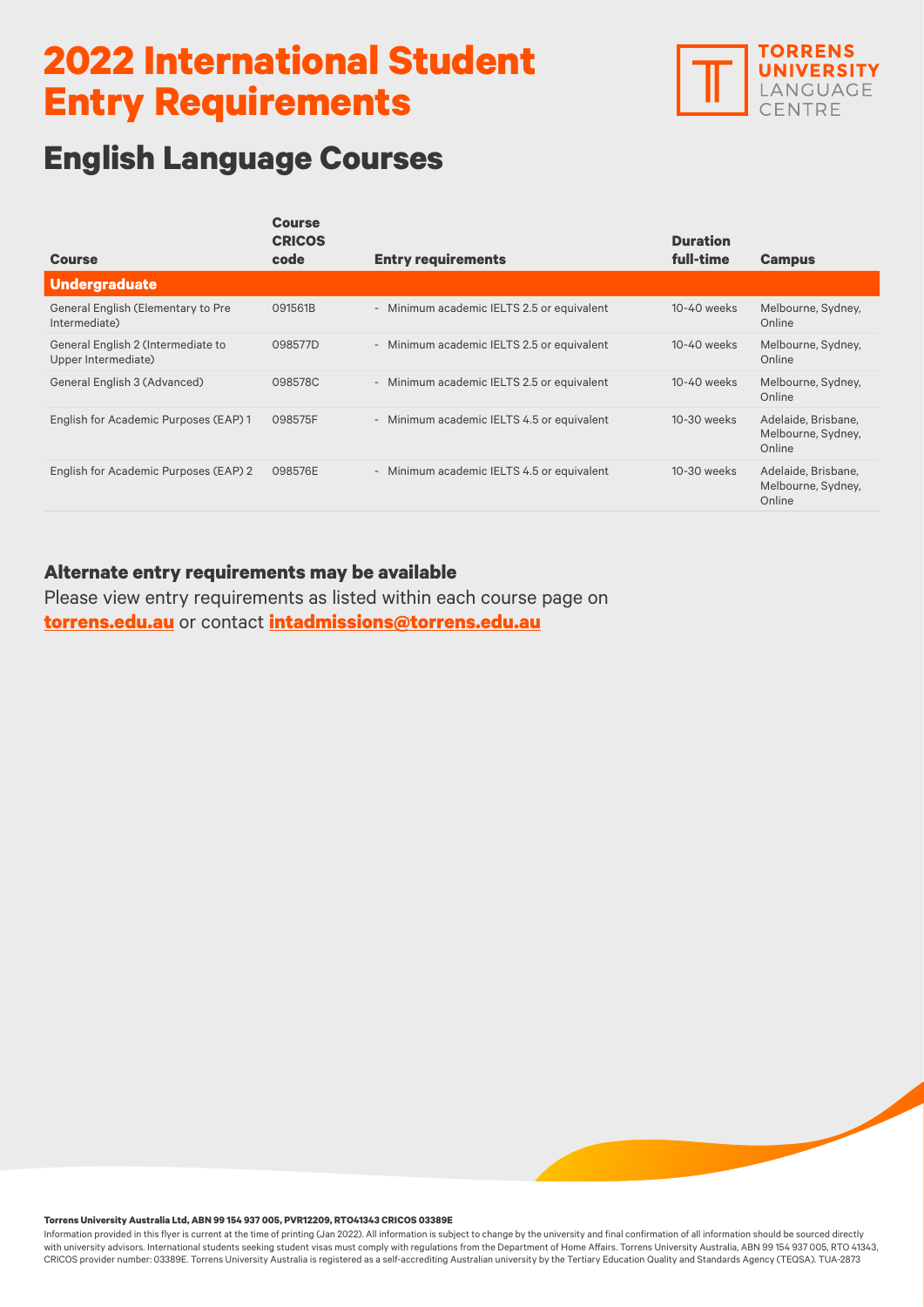# 2022 International Student Entry Requirements

TORRENS UNIVERSITY LANGUAGE CENTRE

## English Language Courses

| Course | Course CRICOS code | Entry requirements | Duration full-time | Campus |
|---|---|---|---|---|
| **Undergraduate** | | | | |
| General English (Elementary to Pre Intermediate) | 091561B | - Minimum academic IELTS 2.5 or equivalent | 10-40 weeks | Melbourne, Sydney, Online |
| General English 2 (Intermediate to Upper Intermediate) | 098577D | - Minimum academic IELTS 2.5 or equivalent | 10-40 weeks | Melbourne, Sydney, Online |
| General English 3 (Advanced) | 098578C | - Minimum academic IELTS 2.5 or equivalent | 10-40 weeks | Melbourne, Sydney, Online |
| English for Academic Purposes (EAP) 1 | 098575F | - Minimum academic IELTS 4.5 or equivalent | 10-30 weeks | Adelaide, Brisbane, Melbourne, Sydney, Online |
| English for Academic Purposes (EAP) 2 | 098576E | - Minimum academic IELTS 4.5 or equivalent | 10-30 weeks | Adelaide, Brisbane, Melbourne, Sydney, Online |

### Alternate entry requirements may be available

Please view entry requirements as listed within each course page on **torrens.edu.au** or contact **intadmissions@torrens.edu.au**

**Torrens University Australia Ltd, ABN 99 154 937 005, PVR12209, RTO41343 CRICOS 03389E**

Information provided in this flyer is current at the time of printing (Jan 2022). All information is subject to change by the university and final confirmation of all information should be sourced directly with university advisors. International students seeking student visas must comply with regulations from the Department of Home Affairs. Torrens University Australia, ABN 99 154 937 005, RTO 41343, CRICOS provider number: 03389E. Torrens University Australia is registered as a self-accrediting Australian university by the Tertiary Education Quality and Standards Agency (TEQSA). TUA-2873